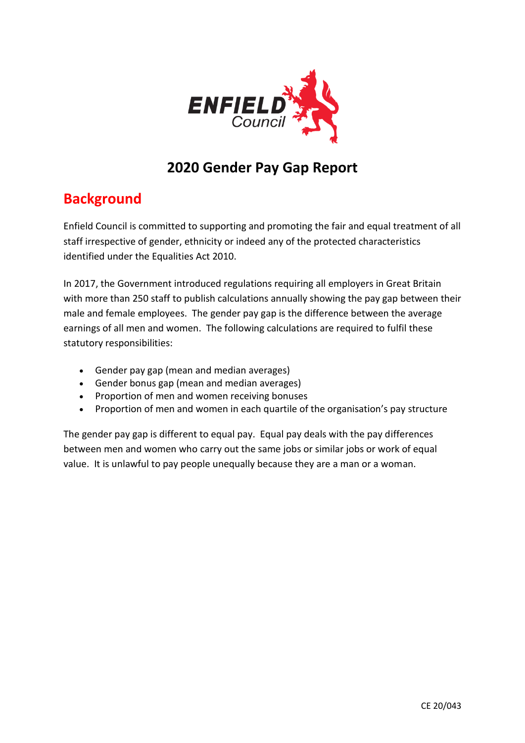ENFIELD Council

# 2020 Gender Pay Gap Report

## Background

Enfield Council is committed to supporting and promoting the fair and equal treatment of all staff irrespective of gender, ethnicity or indeed any of the protected characteristics identified under the Equalities Act 2010.

In 2017, the Government introduced regulations requiring all employers in Great Britain with more than 250 staff to publish calculations annually showing the pay gap between their male and female employees. The gender pay gap is the difference between the average earnings of all men and women. The following calculations are required to fulfil these statutory responsibilities:

- Gender pay gap (mean and median averages)
- Gender bonus gap (mean and median averages)
- Proportion of men and women receiving bonuses
- Proportion of men and women in each quartile of the organisation's pay structure

The gender pay gap is different to equal pay. Equal pay deals with the pay differences between men and women who carry out the same jobs or similar jobs or work of equal value. It is unlawful to pay people unequally because they are a man or a woman.

CE 20/043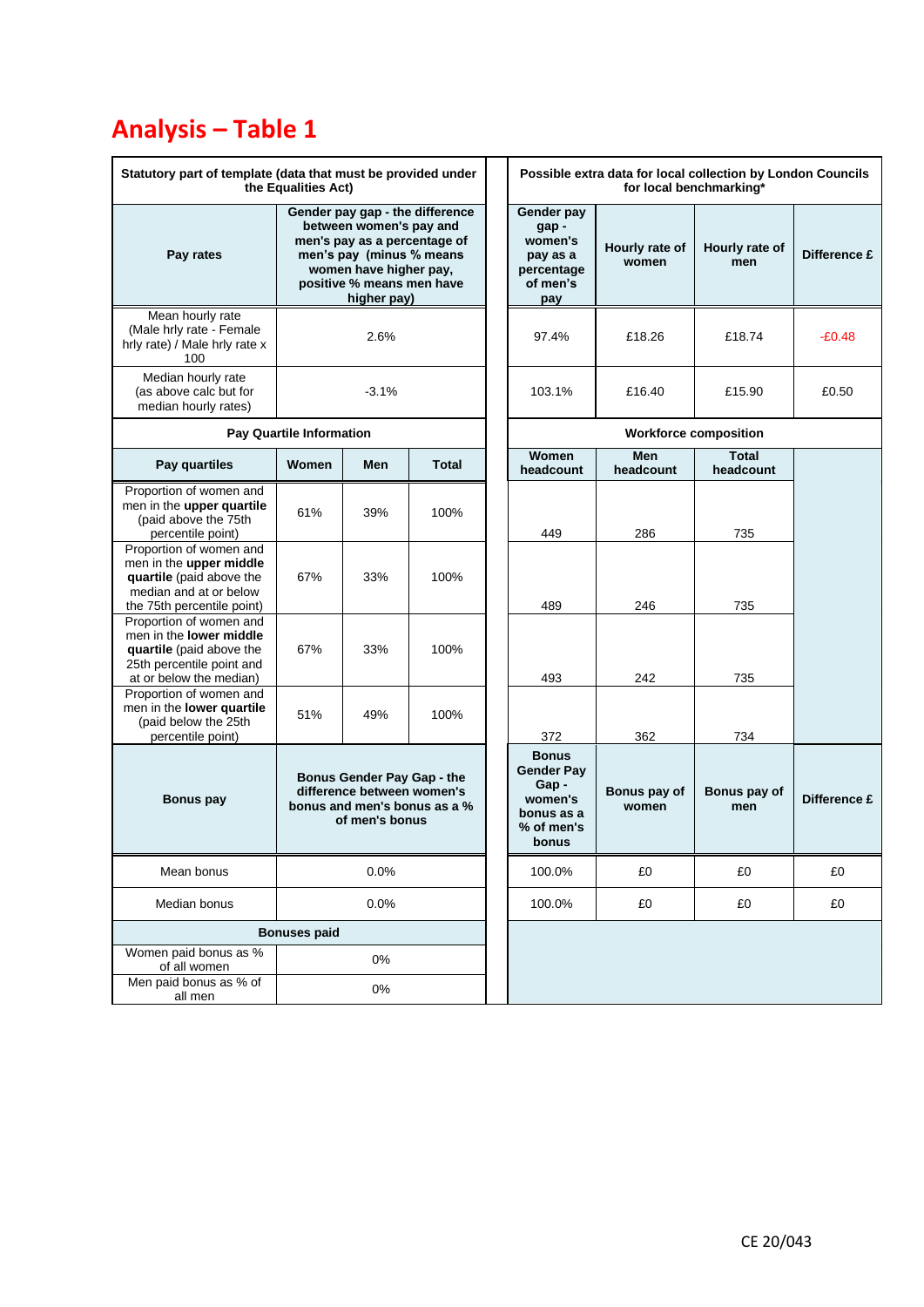# Analysis – Table 1

| Statutory part of template (data that must be provided under the Equalities Act) | | | | Possible extra data for local collection by London Councils for local benchmarking* | | | |
|---|---|---|---|---|---|---|---|
| **Pay rates** | **Gender pay gap - the difference between women's pay and men's pay as a percentage of men's pay (minus % means women have higher pay, positive % means men have higher pay)** | | | **Gender pay gap - women's pay as a percentage of men's pay** | **Hourly rate of women** | **Hourly rate of men** | **Difference £** |
| Mean hourly rate (Male hrly rate - Female hrly rate) / Male hrly rate x 100 | 2.6% | | | 97.4% | £18.26 | £18.74 | -£0.48 |
| Median hourly rate (as above calc but for median hourly rates) | -3.1% | | | 103.1% | £16.40 | £15.90 | £0.50 |
| **Pay Quartile Information** | | | | **Workforce composition** | | | |
| **Pay quartiles** | **Women** | **Men** | **Total** | **Women headcount** | **Men headcount** | **Total headcount** | |
| Proportion of women and men in the **upper quartile** (paid above the 75th percentile point) | 61% | 39% | 100% | 449 | 286 | 735 | |
| Proportion of women and men in the **upper middle quartile** (paid above the median and at or below the 75th percentile point) | 67% | 33% | 100% | 489 | 246 | 735 | |
| Proportion of women and men in the **lower middle quartile** (paid above the 25th percentile point and at or below the median) | 67% | 33% | 100% | 493 | 242 | 735 | |
| Proportion of women and men in the **lower quartile** (paid below the 25th percentile point) | 51% | 49% | 100% | 372 | 362 | 734 | |
| **Bonus pay** | **Bonus Gender Pay Gap - the difference between women's bonus and men's bonus as a % of men's bonus** | | | **Bonus Gender Pay Gap - women's bonus as a % of men's bonus** | **Bonus pay of women** | **Bonus pay of men** | **Difference £** |
| Mean bonus | 0.0% | | | 100.0% | £0 | £0 | £0 |
| Median bonus | 0.0% | | | 100.0% | £0 | £0 | £0 |
| **Bonuses paid** | | | | | | | |
| Women paid bonus as % of all women | 0% | | | | | | |
| Men paid bonus as % of all men | 0% | | | | | | |

CE 20/043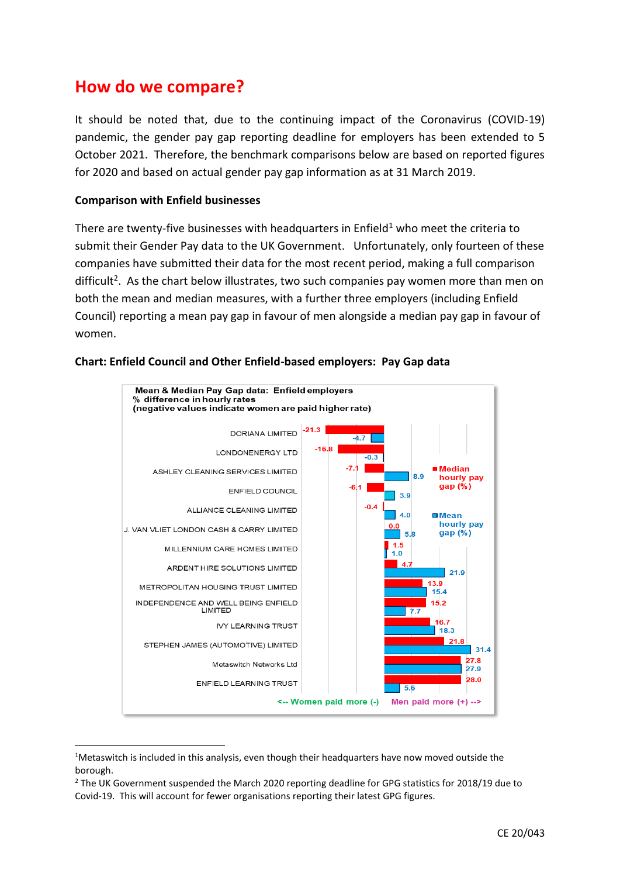## How do we compare?

It should be noted that, due to the continuing impact of the Coronavirus (COVID-19) pandemic, the gender pay gap reporting deadline for employers has been extended to 5 October 2021. Therefore, the benchmark comparisons below are based on reported figures for 2020 and based on actual gender pay gap information as at 31 March 2019.

### Comparison with Enfield businesses

There are twenty-five businesses with headquarters in Enfield[1] who meet the criteria to submit their Gender Pay data to the UK Government. Unfortunately, only fourteen of these companies have submitted their data for the most recent period, making a full comparison difficult[2]. As the chart below illustrates, two such companies pay women more than men on both the mean and median measures, with a further three employers (including Enfield Council) reporting a mean pay gap in favour of men alongside a median pay gap in favour of women.

**Chart: Enfield Council and Other Enfield-based employers: Pay Gap data**

**Mean & Median Pay Gap data: Enfield employers**
**% difference in hourly rates**
**(negative values indicate women are paid higher rate)**

| Employer | Median hourly pay gap (%) | Mean hourly pay gap (%) |
|---|---|---|
| DORIANA LIMITED | -21.3 | -4.7 |
| LONDONENERGY LTD | -16.8 | -0.3 |
| ASHLEY CLEANING SERVICES LIMITED | -7.1 | 8.9 |
| ENFIELD COUNCIL | -6.1 | 3.9 |
| ALLIANCE CLEANING LIMITED | -0.4 | 4.0 |
| J. VAN VLIET LONDON CASH & CARRY LIMITED | 0.0 | 5.8 |
| MILLENNIUM CARE HOMES LIMITED | 1.5 | 1.0 |
| ARDENT HIRE SOLUTIONS LIMITED | 4.7 | 21.9 |
| METROPOLITAN HOUSING TRUST LIMITED | 13.9 | 15.4 |
| INDEPENDENCE AND WELL BEING ENFIELD LIMITED | 15.2 | 7.7 |
| IVY LEARNING TRUST | 16.7 | 18.3 |
| STEPHEN JAMES (AUTOMOTIVE) LIMITED | 21.8 | 31.4 |
| Metaswitch Networks Ltd | 27.8 | 27.9 |
| ENFIELD LEARNING TRUST | 28.0 | 5.6 |

<-- Women paid more (-) Men paid more (+) -->

[1] Metaswitch is included in this analysis, even though their headquarters have now moved outside the borough.

[2] The UK Government suspended the March 2020 reporting deadline for GPG statistics for 2018/19 due to Covid-19. This will account for fewer organisations reporting their latest GPG figures.

CE 20/043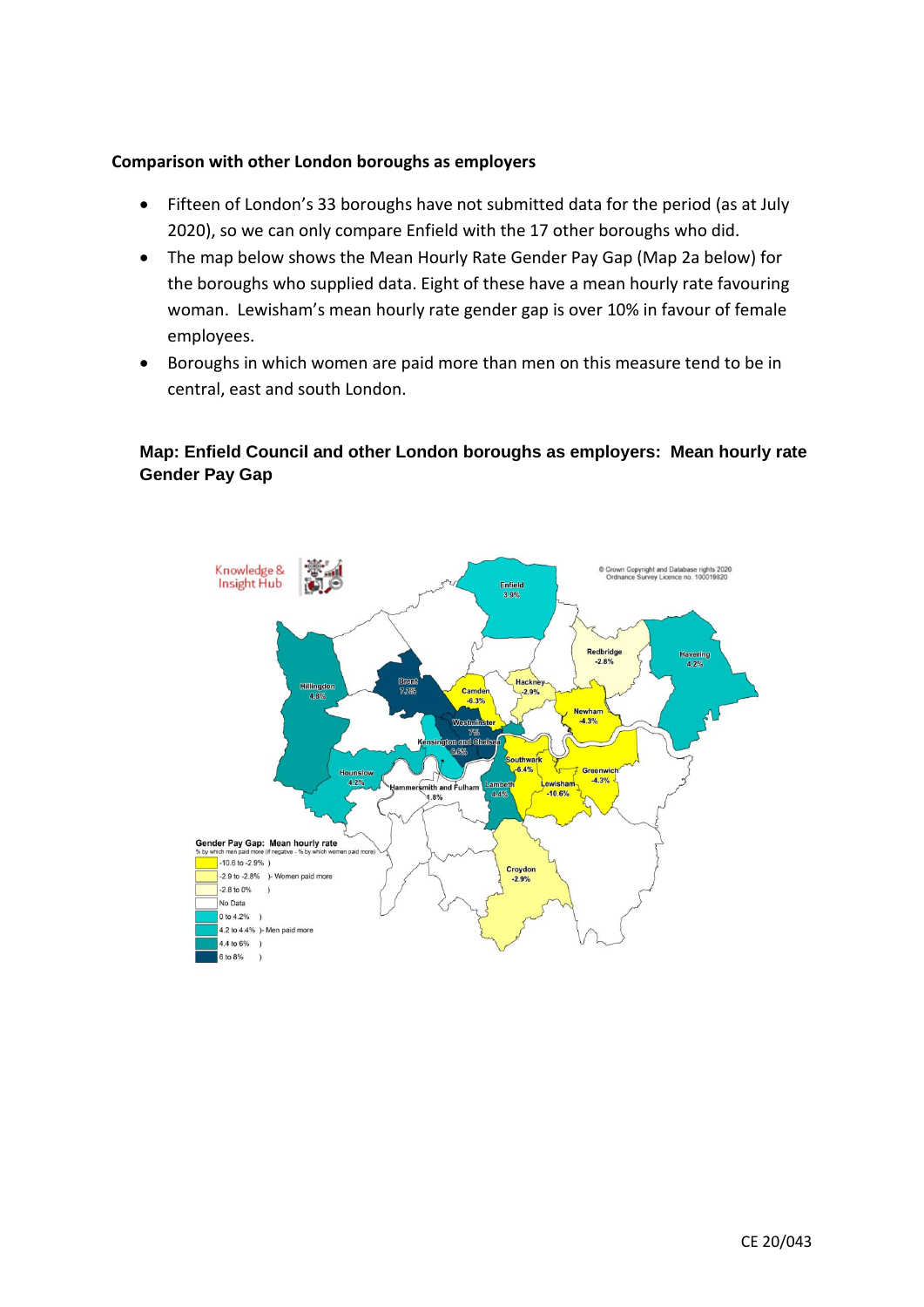**Comparison with other London boroughs as employers**

- Fifteen of London's 33 boroughs have not submitted data for the period (as at July 2020), so we can only compare Enfield with the 17 other boroughs who did.
- The map below shows the Mean Hourly Rate Gender Pay Gap (Map 2a below) for the boroughs who supplied data. Eight of these have a mean hourly rate favouring woman. Lewisham's mean hourly rate gender gap is over 10% in favour of female employees.
- Boroughs in which women are paid more than men on this measure tend to be in central, east and south London.

**Map: Enfield Council and other London boroughs as employers: Mean hourly rate Gender Pay Gap**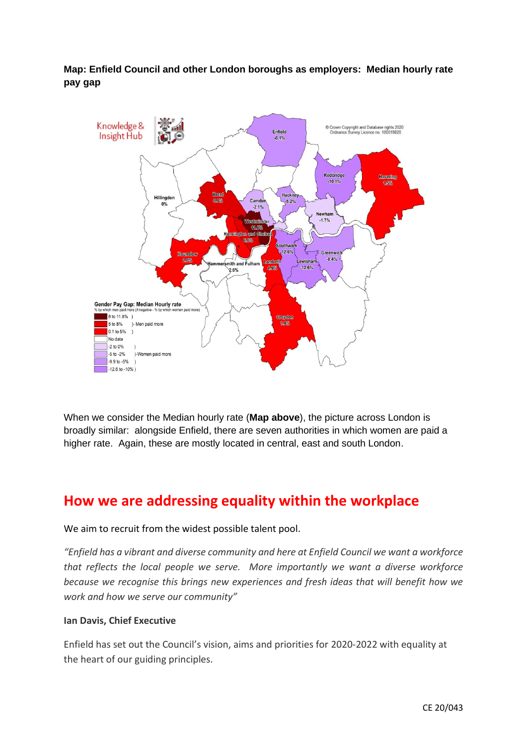**Map: Enfield Council and other London boroughs as employers: Median hourly rate pay gap**

When we consider the Median hourly rate (**Map above**), the picture across London is broadly similar: alongside Enfield, there are seven authorities in which women are paid a higher rate. Again, these are mostly located in central, east and south London.

## How we are addressing equality within the workplace

We aim to recruit from the widest possible talent pool.

*"Enfield has a vibrant and diverse community and here at Enfield Council we want a workforce that reflects the local people we serve. More importantly we want a diverse workforce because we recognise this brings new experiences and fresh ideas that will benefit how we work and how we serve our community"*

**Ian Davis, Chief Executive**

Enfield has set out the Council's vision, aims and priorities for 2020-2022 with equality at the heart of our guiding principles.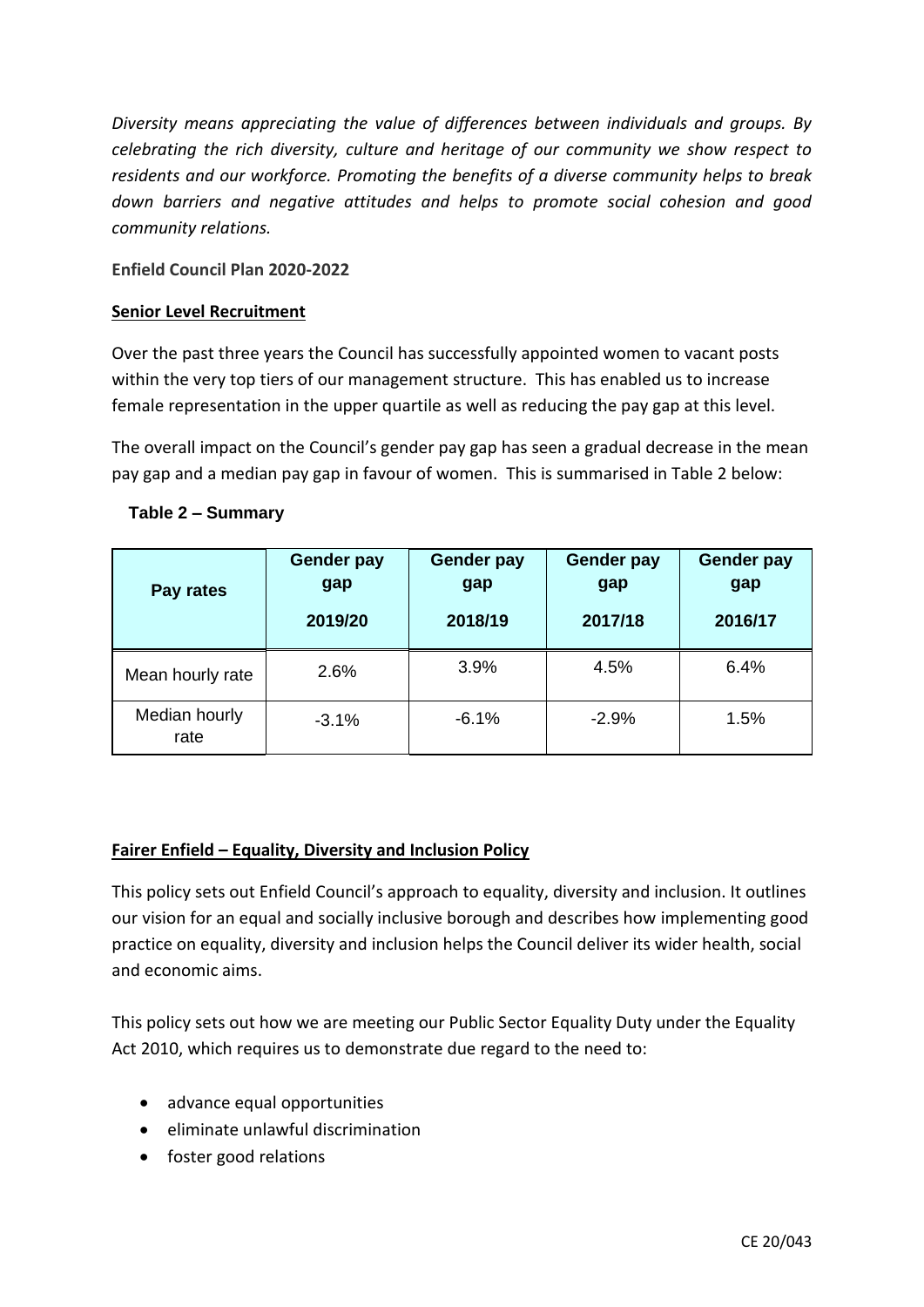*Diversity means appreciating the value of differences between individuals and groups. By celebrating the rich diversity, culture and heritage of our community we show respect to residents and our workforce. Promoting the benefits of a diverse community helps to break down barriers and negative attitudes and helps to promote social cohesion and good community relations.*

**Enfield Council Plan 2020-2022**

**Senior Level Recruitment**

Over the past three years the Council has successfully appointed women to vacant posts within the very top tiers of our management structure. This has enabled us to increase female representation in the upper quartile as well as reducing the pay gap at this level.

The overall impact on the Council's gender pay gap has seen a gradual decrease in the mean pay gap and a median pay gap in favour of women. This is summarised in Table 2 below:

**Table 2 – Summary**

| Pay rates | Gender pay gap 2019/20 | Gender pay gap 2018/19 | Gender pay gap 2017/18 | Gender pay gap 2016/17 |
|---|---|---|---|---|
| Mean hourly rate | 2.6% | 3.9% | 4.5% | 6.4% |
| Median hourly rate | -3.1% | -6.1% | -2.9% | 1.5% |

**Fairer Enfield – Equality, Diversity and Inclusion Policy**

This policy sets out Enfield Council's approach to equality, diversity and inclusion. It outlines our vision for an equal and socially inclusive borough and describes how implementing good practice on equality, diversity and inclusion helps the Council deliver its wider health, social and economic aims.

This policy sets out how we are meeting our Public Sector Equality Duty under the Equality Act 2010, which requires us to demonstrate due regard to the need to:

- advance equal opportunities
- eliminate unlawful discrimination
- foster good relations

CE 20/043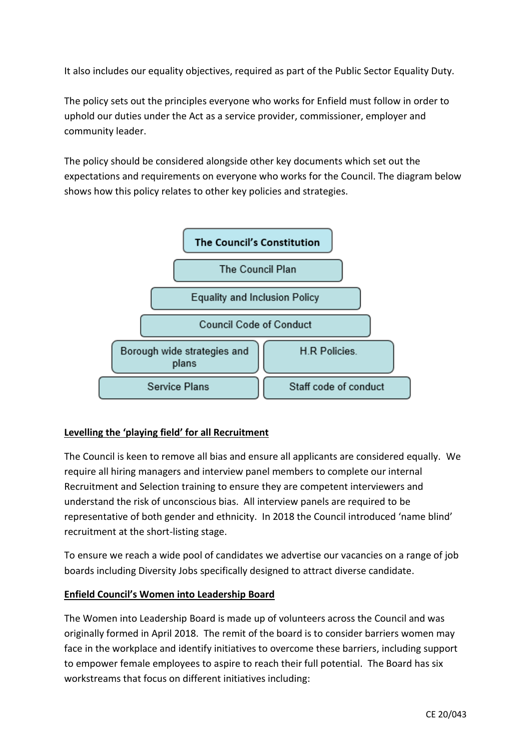It also includes our equality objectives, required as part of the Public Sector Equality Duty.

The policy sets out the principles everyone who works for Enfield must follow in order to uphold our duties under the Act as a service provider, commissioner, employer and community leader.

The policy should be considered alongside other key documents which set out the expectations and requirements on everyone who works for the Council. The diagram below shows how this policy relates to other key policies and strategies.

**The Council's Constitution**

The Council Plan

Equality and Inclusion Policy

Council Code of Conduct

| | |
|---|---|
| Borough wide strategies and plans | H.R Policies. |
| Service Plans | Staff code of conduct |

**Levelling the 'playing field' for all Recruitment**

The Council is keen to remove all bias and ensure all applicants are considered equally. We require all hiring managers and interview panel members to complete our internal Recruitment and Selection training to ensure they are competent interviewers and understand the risk of unconscious bias. All interview panels are required to be representative of both gender and ethnicity. In 2018 the Council introduced 'name blind' recruitment at the short-listing stage.

To ensure we reach a wide pool of candidates we advertise our vacancies on a range of job boards including Diversity Jobs specifically designed to attract diverse candidate.

**Enfield Council's Women into Leadership Board**

The Women into Leadership Board is made up of volunteers across the Council and was originally formed in April 2018. The remit of the board is to consider barriers women may face in the workplace and identify initiatives to overcome these barriers, including support to empower female employees to aspire to reach their full potential. The Board has six workstreams that focus on different initiatives including: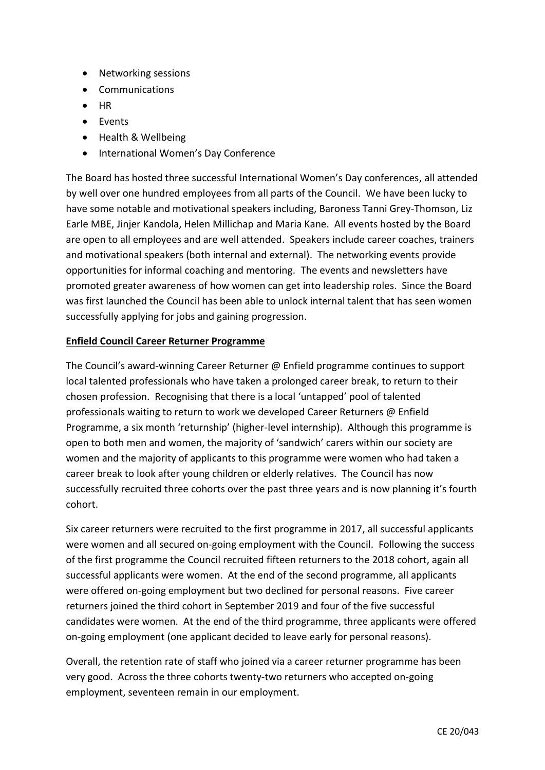- Networking sessions
- Communications
- HR
- Events
- Health & Wellbeing
- International Women's Day Conference

The Board has hosted three successful International Women's Day conferences, all attended by well over one hundred employees from all parts of the Council. We have been lucky to have some notable and motivational speakers including, Baroness Tanni Grey-Thomson, Liz Earle MBE, Jinjer Kandola, Helen Millichap and Maria Kane. All events hosted by the Board are open to all employees and are well attended. Speakers include career coaches, trainers and motivational speakers (both internal and external). The networking events provide opportunities for informal coaching and mentoring. The events and newsletters have promoted greater awareness of how women can get into leadership roles. Since the Board was first launched the Council has been able to unlock internal talent that has seen women successfully applying for jobs and gaining progression.

**Enfield Council Career Returner Programme**

The Council's award-winning Career Returner @ Enfield programme continues to support local talented professionals who have taken a prolonged career break, to return to their chosen profession. Recognising that there is a local 'untapped' pool of talented professionals waiting to return to work we developed Career Returners @ Enfield Programme, a six month 'returnship' (higher-level internship). Although this programme is open to both men and women, the majority of 'sandwich' carers within our society are women and the majority of applicants to this programme were women who had taken a career break to look after young children or elderly relatives. The Council has now successfully recruited three cohorts over the past three years and is now planning it's fourth cohort.

Six career returners were recruited to the first programme in 2017, all successful applicants were women and all secured on-going employment with the Council. Following the success of the first programme the Council recruited fifteen returners to the 2018 cohort, again all successful applicants were women. At the end of the second programme, all applicants were offered on-going employment but two declined for personal reasons. Five career returners joined the third cohort in September 2019 and four of the five successful candidates were women. At the end of the third programme, three applicants were offered on-going employment (one applicant decided to leave early for personal reasons).

Overall, the retention rate of staff who joined via a career returner programme has been very good. Across the three cohorts twenty-two returners who accepted on-going employment, seventeen remain in our employment.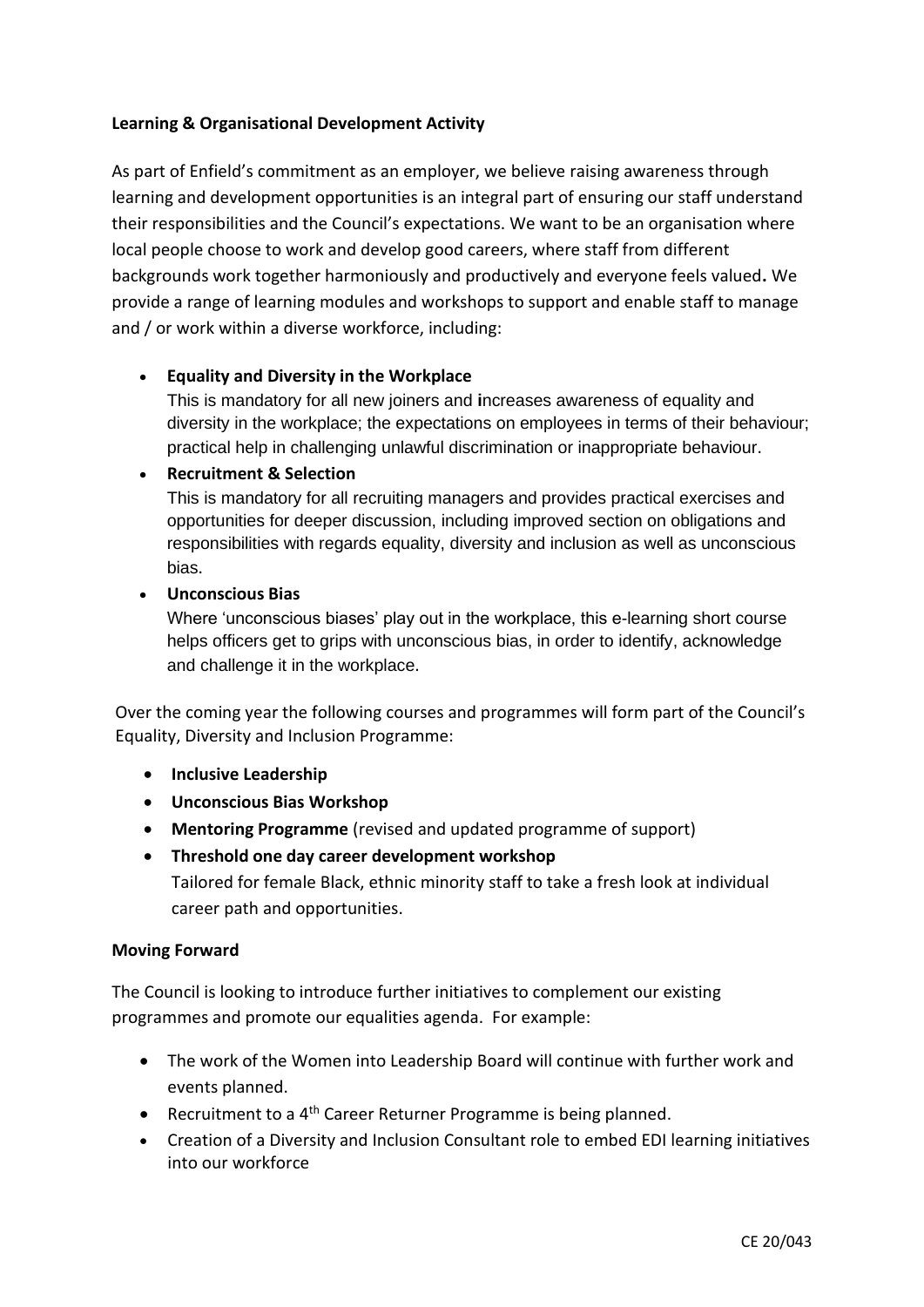**Learning & Organisational Development Activity**

As part of Enfield's commitment as an employer, we believe raising awareness through learning and development opportunities is an integral part of ensuring our staff understand their responsibilities and the Council's expectations. We want to be an organisation where local people choose to work and develop good careers, where staff from different backgrounds work together harmoniously and productively and everyone feels valued**.** We provide a range of learning modules and workshops to support and enable staff to manage and / or work within a diverse workforce, including:

- **Equality and Diversity in the Workplace**
  This is mandatory for all new joiners and **i**ncreases awareness of equality and diversity in the workplace; the expectations on employees in terms of their behaviour; practical help in challenging unlawful discrimination or inappropriate behaviour.
- **Recruitment & Selection**
  This is mandatory for all recruiting managers and provides practical exercises and opportunities for deeper discussion, including improved section on obligations and responsibilities with regards equality, diversity and inclusion as well as unconscious bias.
- **Unconscious Bias**
  Where 'unconscious biases' play out in the workplace, this e-learning short course helps officers get to grips with unconscious bias, in order to identify, acknowledge and challenge it in the workplace.

Over the coming year the following courses and programmes will form part of the Council's Equality, Diversity and Inclusion Programme:

- **Inclusive Leadership**
- **Unconscious Bias Workshop**
- **Mentoring Programme** (revised and updated programme of support)
- **Threshold one day career development workshop**
  Tailored for female Black, ethnic minority staff to take a fresh look at individual career path and opportunities.

**Moving Forward**

The Council is looking to introduce further initiatives to complement our existing programmes and promote our equalities agenda. For example:

- The work of the Women into Leadership Board will continue with further work and events planned.
- Recruitment to a 4th Career Returner Programme is being planned.
- Creation of a Diversity and Inclusion Consultant role to embed EDI learning initiatives into our workforce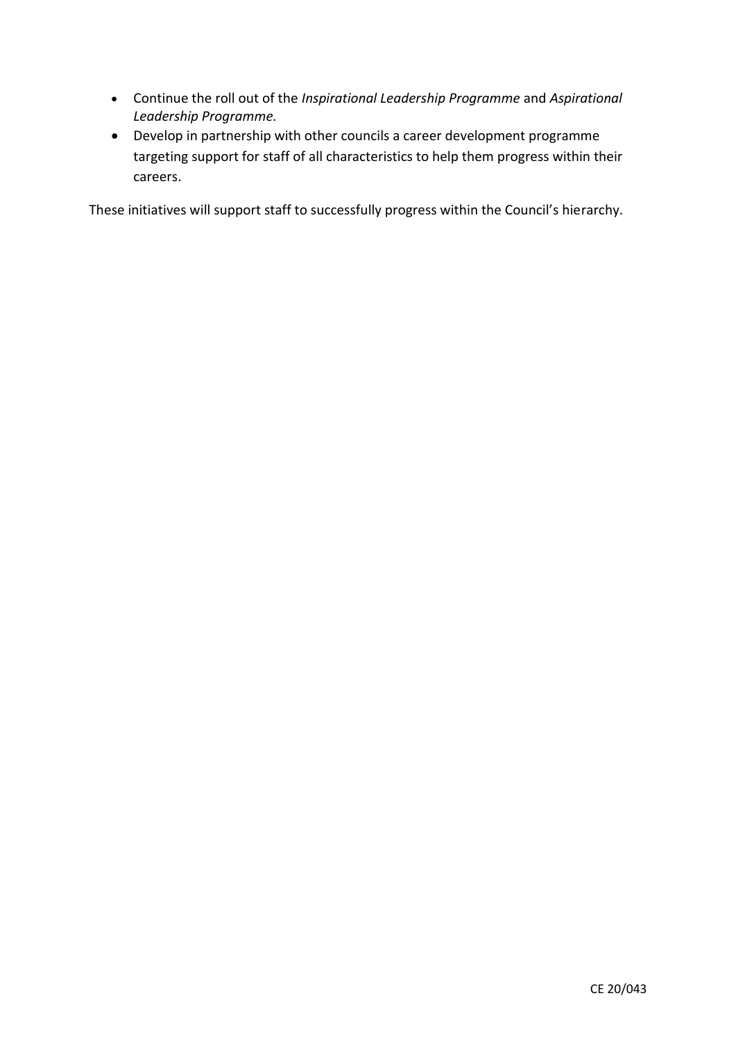- Continue the roll out of the *Inspirational Leadership Programme* and *Aspirational Leadership Programme.*
- Develop in partnership with other councils a career development programme targeting support for staff of all characteristics to help them progress within their careers.

These initiatives will support staff to successfully progress within the Council's hierarchy.